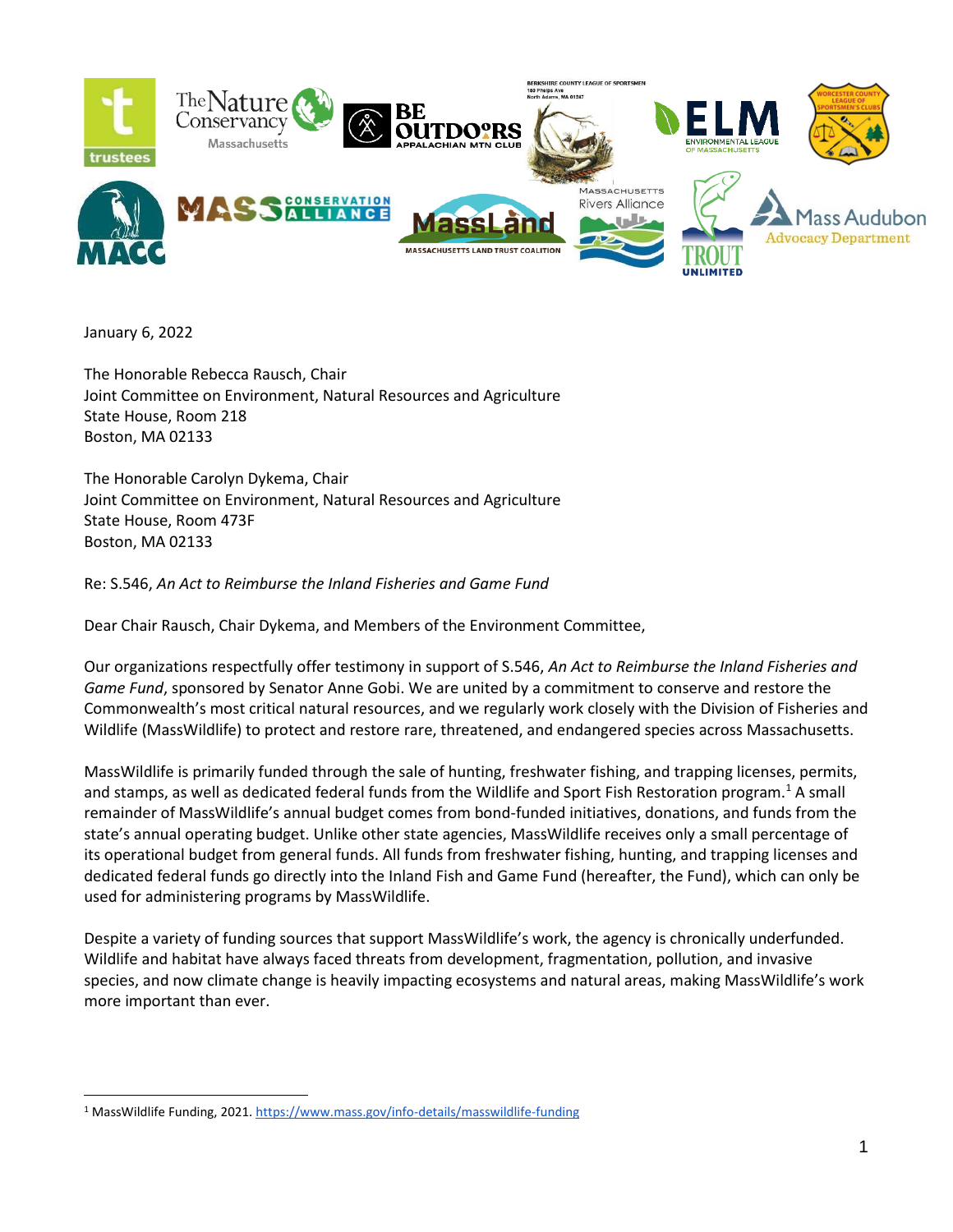January 6, 2022

The Honorable Rebecca Rausch, Chair
Joint Committee on Environment, Natural Resources and Agriculture
State House, Room 218
Boston, MA 02133

The Honorable Carolyn Dykema, Chair
Joint Committee on Environment, Natural Resources and Agriculture
State House, Room 473F
Boston, MA 02133

Re: S.546, *An Act to Reimburse the Inland Fisheries and Game Fund*

Dear Chair Rausch, Chair Dykema, and Members of the Environment Committee,

Our organizations respectfully offer testimony in support of S.546, *An Act to Reimburse the Inland Fisheries and Game Fund*, sponsored by Senator Anne Gobi. We are united by a commitment to conserve and restore the Commonwealth's most critical natural resources, and we regularly work closely with the Division of Fisheries and Wildlife (MassWildlife) to protect and restore rare, threatened, and endangered species across Massachusetts.

MassWildlife is primarily funded through the sale of hunting, freshwater fishing, and trapping licenses, permits, and stamps, as well as dedicated federal funds from the Wildlife and Sport Fish Restoration program.[1] A small remainder of MassWildlife's annual budget comes from bond-funded initiatives, donations, and funds from the state's annual operating budget. Unlike other state agencies, MassWildlife receives only a small percentage of its operational budget from general funds. All funds from freshwater fishing, hunting, and trapping licenses and dedicated federal funds go directly into the Inland Fish and Game Fund (hereafter, the Fund), which can only be used for administering programs by MassWildlife.

Despite a variety of funding sources that support MassWildlife's work, the agency is chronically underfunded. Wildlife and habitat have always faced threats from development, fragmentation, pollution, and invasive species, and now climate change is heavily impacting ecosystems and natural areas, making MassWildlife's work more important than ever.

[1] MassWildlife Funding, 2021. https://www.mass.gov/info-details/masswildlife-funding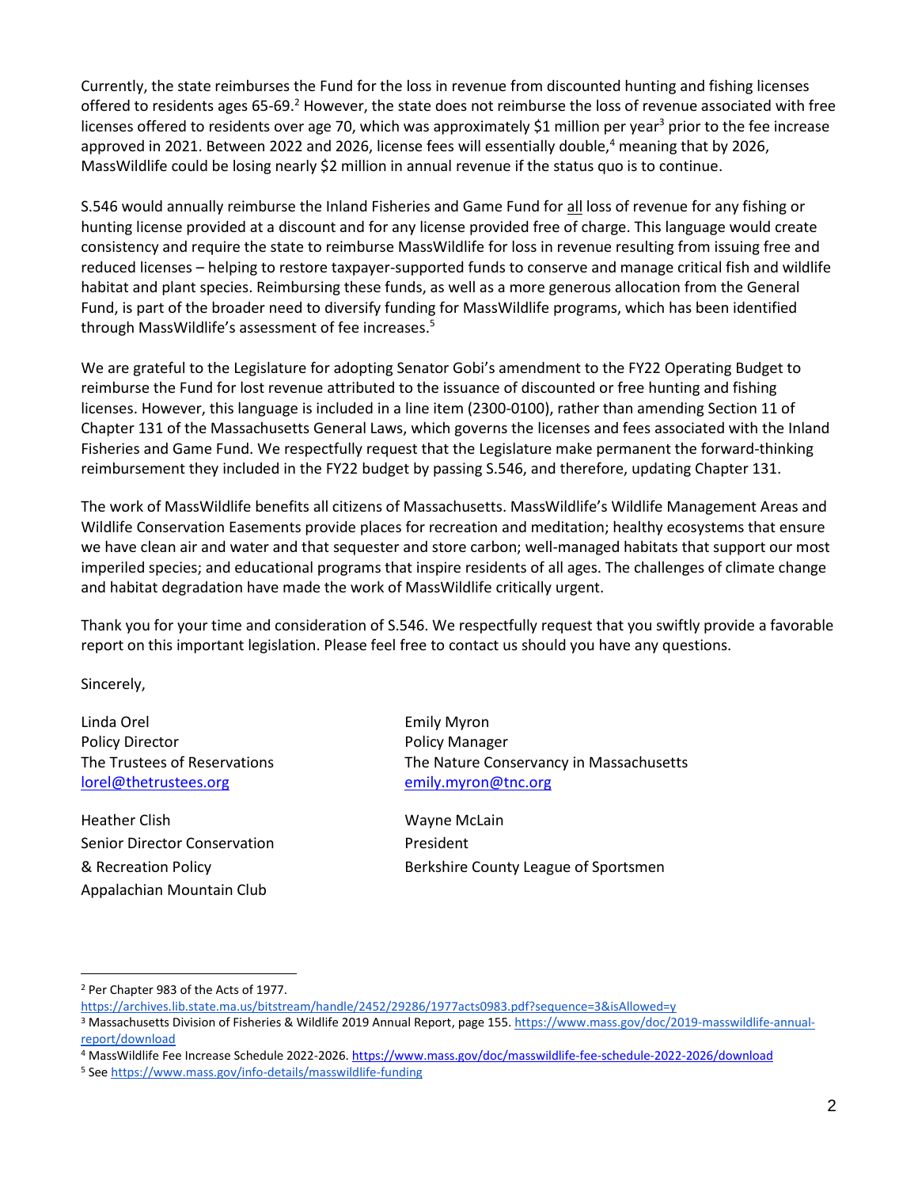Currently, the state reimburses the Fund for the loss in revenue from discounted hunting and fishing licenses offered to residents ages 65-69.[2] However, the state does not reimburse the loss of revenue associated with free licenses offered to residents over age 70, which was approximately $1 million per year[3] prior to the fee increase approved in 2021. Between 2022 and 2026, license fees will essentially double,[4] meaning that by 2026, MassWildlife could be losing nearly $2 million in annual revenue if the status quo is to continue.

S.546 would annually reimburse the Inland Fisheries and Game Fund for <u>all</u> loss of revenue for any fishing or hunting license provided at a discount and for any license provided free of charge. This language would create consistency and require the state to reimburse MassWildlife for loss in revenue resulting from issuing free and reduced licenses – helping to restore taxpayer-supported funds to conserve and manage critical fish and wildlife habitat and plant species. Reimbursing these funds, as well as a more generous allocation from the General Fund, is part of the broader need to diversify funding for MassWildlife programs, which has been identified through MassWildlife's assessment of fee increases.[5]

We are grateful to the Legislature for adopting Senator Gobi's amendment to the FY22 Operating Budget to reimburse the Fund for lost revenue attributed to the issuance of discounted or free hunting and fishing licenses. However, this language is included in a line item (2300-0100), rather than amending Section 11 of Chapter 131 of the Massachusetts General Laws, which governs the licenses and fees associated with the Inland Fisheries and Game Fund. We respectfully request that the Legislature make permanent the forward-thinking reimbursement they included in the FY22 budget by passing S.546, and therefore, updating Chapter 131.

The work of MassWildlife benefits all citizens of Massachusetts. MassWildlife's Wildlife Management Areas and Wildlife Conservation Easements provide places for recreation and meditation; healthy ecosystems that ensure we have clean air and water and that sequester and store carbon; well-managed habitats that support our most imperiled species; and educational programs that inspire residents of all ages. The challenges of climate change and habitat degradation have made the work of MassWildlife critically urgent.

Thank you for your time and consideration of S.546. We respectfully request that you swiftly provide a favorable report on this important legislation. Please feel free to contact us should you have any questions.

Sincerely,

Linda Orel
Policy Director
The Trustees of Reservations
lorel@thetrustees.org

Emily Myron
Policy Manager
The Nature Conservancy in Massachusetts
emily.myron@tnc.org

Heather Clish
Senior Director Conservation & Recreation Policy
Appalachian Mountain Club

Wayne McLain
President
Berkshire County League of Sportsmen

---

[2] Per Chapter 983 of the Acts of 1977. https://archives.lib.state.ma.us/bitstream/handle/2452/29286/1977acts0983.pdf?sequence=3&isAllowed=y

[3] Massachusetts Division of Fisheries & Wildlife 2019 Annual Report, page 155. https://www.mass.gov/doc/2019-masswildlife-annual-report/download

[4] MassWildlife Fee Increase Schedule 2022-2026. https://www.mass.gov/doc/masswildlife-fee-schedule-2022-2026/download

[5] See https://www.mass.gov/info-details/masswildlife-funding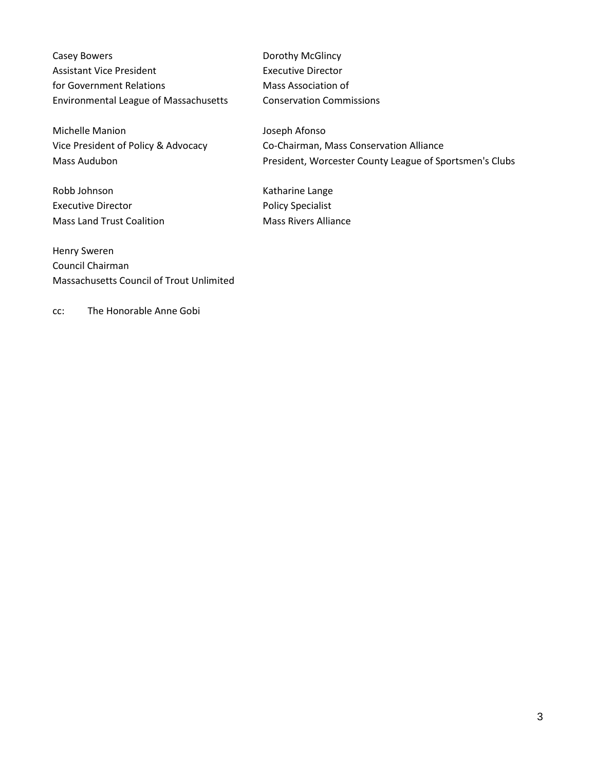Casey Bowers
Assistant Vice President
for Government Relations
Environmental League of Massachusetts

Dorothy McGlincy
Executive Director
Mass Association of
Conservation Commissions

Michelle Manion
Vice President of Policy & Advocacy
Mass Audubon

Joseph Afonso
Co-Chairman, Mass Conservation Alliance
President, Worcester County League of Sportsmen's Clubs

Robb Johnson
Executive Director
Mass Land Trust Coalition

Katharine Lange
Policy Specialist
Mass Rivers Alliance

Henry Sweren
Council Chairman
Massachusetts Council of Trout Unlimited

cc: The Honorable Anne Gobi